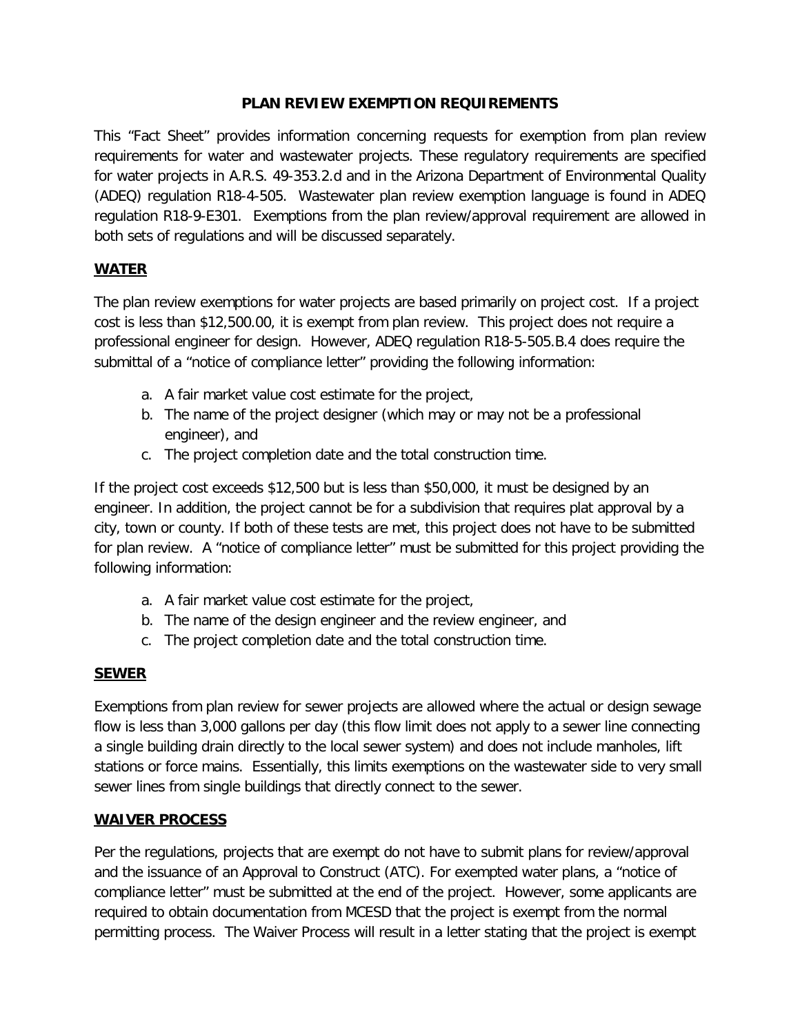# PLAN REVIEW EXEMPTION REQUIREMENTS

This "Fact Sheet" provides information concerning requests for exemption from plan review requirements for water and wastewater projects. These regulatory requirements are specified for water projects in A.R.S. 49-353.2.d and in the Arizona Department of Environmental Quality (ADEQ) regulation R18-4-505. Wastewater plan review exemption language is found in ADEQ regulation R18-9-E301. Exemptions from the plan review/approval requirement are allowed in both sets of regulations and will be discussed separately.

## WATER

The plan review exemptions for water projects are based primarily on project cost. If a project cost is less than $12,500.00, it is exempt from plan review. This project does not require a professional engineer for design. However, ADEQ regulation R18-5-505.B.4 does require the submittal of a "notice of compliance letter" providing the following information:

a. A fair market value cost estimate for the project,
b. The name of the project designer (which may or may not be a professional engineer), and
c. The project completion date and the total construction time.

If the project cost exceeds $12,500 but is less than $50,000, it must be designed by an engineer. In addition, the project cannot be for a subdivision that requires plat approval by a city, town or county. If both of these tests are met, this project does not have to be submitted for plan review. A "notice of compliance letter" must be submitted for this project providing the following information:

a. A fair market value cost estimate for the project,
b. The name of the design engineer and the review engineer, and
c. The project completion date and the total construction time.

## SEWER

Exemptions from plan review for sewer projects are allowed where the actual or design sewage flow is less than 3,000 gallons per day (this flow limit does not apply to a sewer line connecting a single building drain directly to the local sewer system) and does not include manholes, lift stations or force mains. Essentially, this limits exemptions on the wastewater side to very small sewer lines from single buildings that directly connect to the sewer.

## WAIVER PROCESS

Per the regulations, projects that are exempt do not have to submit plans for review/approval and the issuance of an Approval to Construct (ATC). For exempted water plans, a "notice of compliance letter" must be submitted at the end of the project. However, some applicants are required to obtain documentation from MCESD that the project is exempt from the normal permitting process. The Waiver Process will result in a letter stating that the project is exempt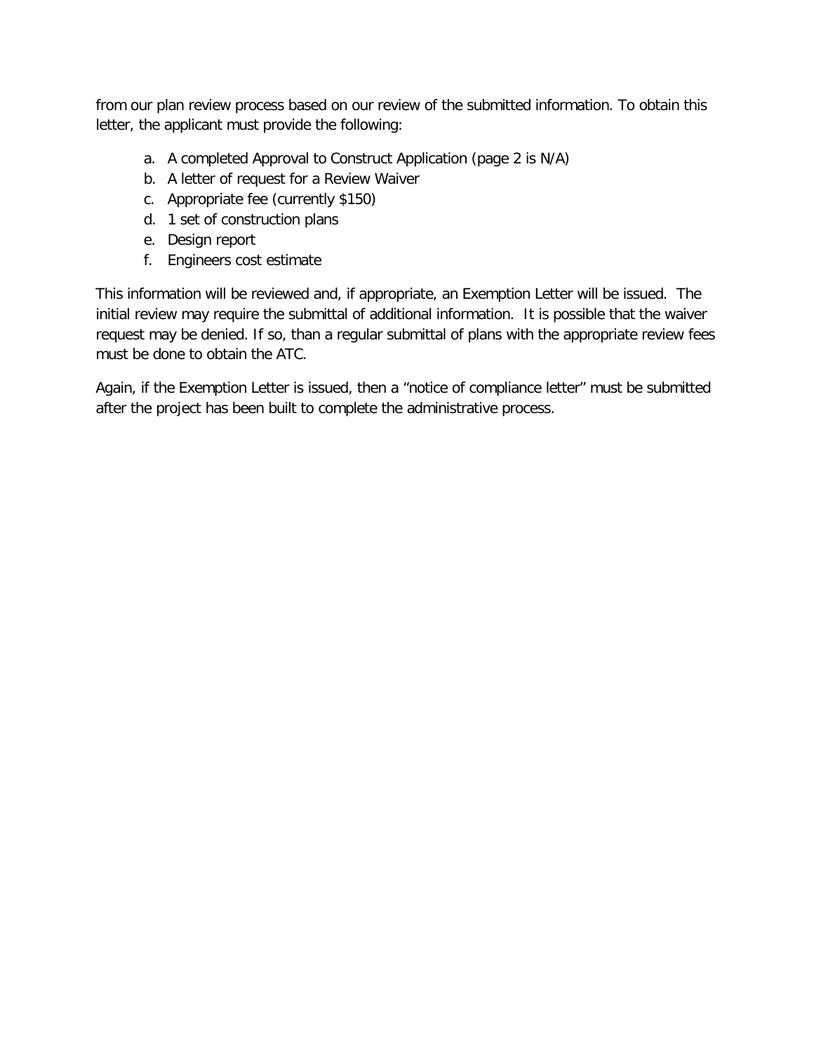from our plan review process based on our review of the submitted information. To obtain this letter, the applicant must provide the following:

a. A completed Approval to Construct Application (page 2 is N/A)
b. A letter of request for a Review Waiver
c. Appropriate fee (currently $150)
d. 1 set of construction plans
e. Design report
f. Engineers cost estimate

This information will be reviewed and, if appropriate, an Exemption Letter will be issued. The initial review may require the submittal of additional information. It is possible that the waiver request may be denied. If so, than a regular submittal of plans with the appropriate review fees must be done to obtain the ATC.

Again, if the Exemption Letter is issued, then a "notice of compliance letter" must be submitted after the project has been built to complete the administrative process.